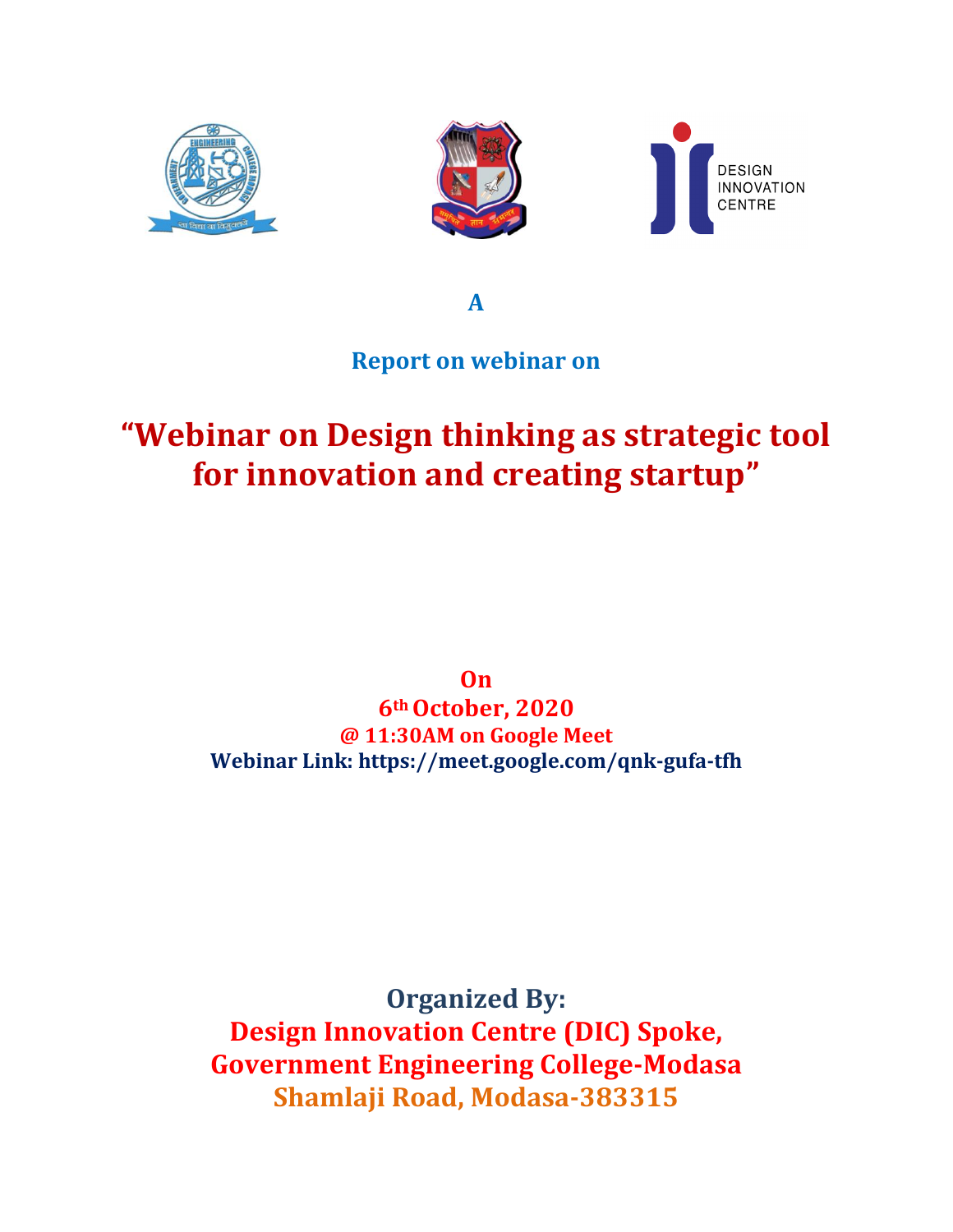A

**Report on webinar on**

# "Webinar on Design thinking as strategic tool for innovation and creating startup"

**On**

**6th October, 2020**

**@ 11:30AM on Google Meet**

**Webinar Link: https://meet.google.com/qnk-gufa-tfh**

**Organized By:**

**Design Innovation Centre (DIC) Spoke,**

**Government Engineering College-Modasa**

**Shamlaji Road, Modasa-383315**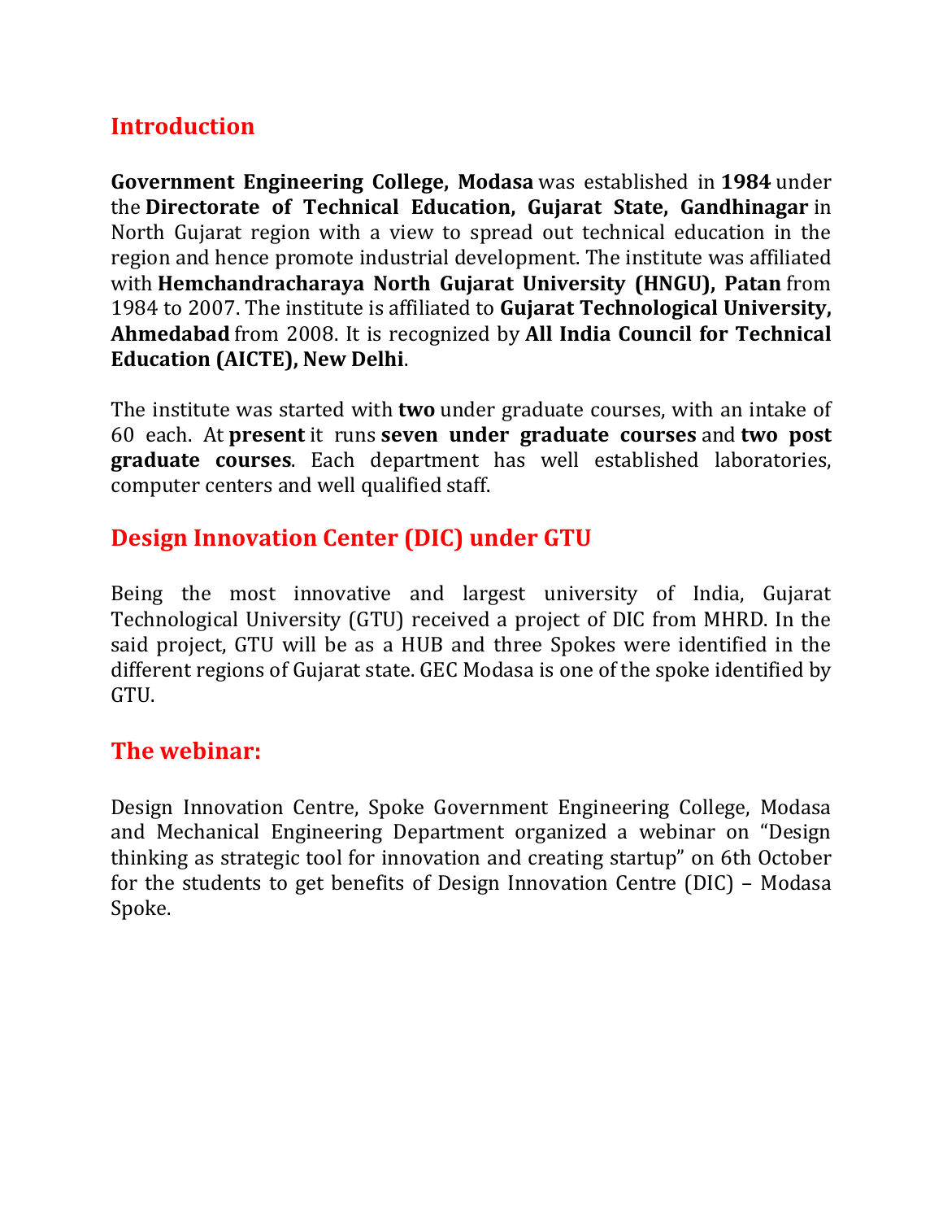## Introduction

**Government Engineering College, Modasa** was established in **1984** under the **Directorate of Technical Education, Gujarat State, Gandhinagar** in North Gujarat region with a view to spread out technical education in the region and hence promote industrial development. The institute was affiliated with **Hemchandracharaya North Gujarat University (HNGU), Patan** from 1984 to 2007. The institute is affiliated to **Gujarat Technological University, Ahmedabad** from 2008. It is recognized by **All India Council for Technical Education (AICTE), New Delhi**.

The institute was started with **two** under graduate courses, with an intake of 60 each. At **present** it runs **seven under graduate courses** and **two post graduate courses**. Each department has well established laboratories, computer centers and well qualified staff.

## Design Innovation Center (DIC) under GTU

Being the most innovative and largest university of India, Gujarat Technological University (GTU) received a project of DIC from MHRD. In the said project, GTU will be as a HUB and three Spokes were identified in the different regions of Gujarat state. GEC Modasa is one of the spoke identified by GTU.

## The webinar:

Design Innovation Centre, Spoke Government Engineering College, Modasa and Mechanical Engineering Department organized a webinar on "Design thinking as strategic tool for innovation and creating startup" on 6th October for the students to get benefits of Design Innovation Centre (DIC) – Modasa Spoke.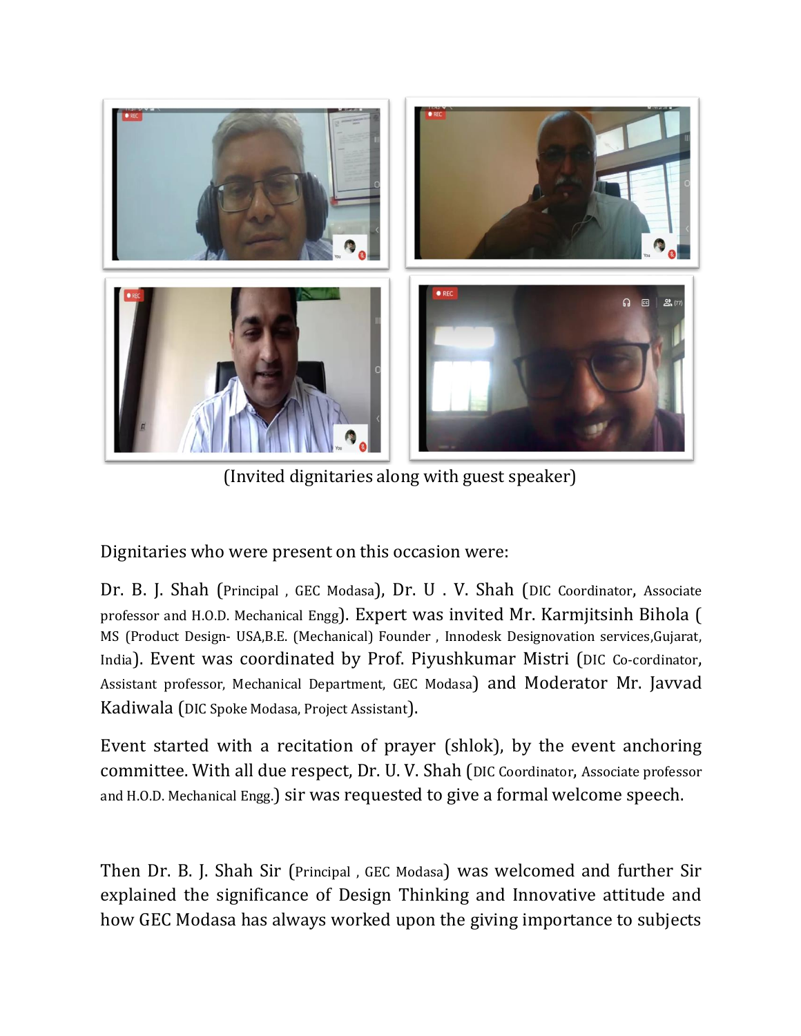(Invited dignitaries along with guest speaker)

Dignitaries who were present on this occasion were:

Dr. B. J. Shah (Principal , GEC Modasa), Dr. U . V. Shah (DIC Coordinator, Associate professor and H.O.D. Mechanical Engg). Expert was invited Mr. Karmjitsinh Bihola ( MS (Product Design- USA,B.E. (Mechanical) Founder , Innodesk Designovation services,Gujarat, India). Event was coordinated by Prof. Piyushkumar Mistri (DIC Co-cordinator, Assistant professor, Mechanical Department, GEC Modasa) and Moderator Mr. Javvad Kadiwala (DIC Spoke Modasa, Project Assistant).

Event started with a recitation of prayer (shlok), by the event anchoring committee. With all due respect, Dr. U. V. Shah (DIC Coordinator, Associate professor and H.O.D. Mechanical Engg.) sir was requested to give a formal welcome speech.

Then Dr. B. J. Shah Sir (Principal , GEC Modasa) was welcomed and further Sir explained the significance of Design Thinking and Innovative attitude and how GEC Modasa has always worked upon the giving importance to subjects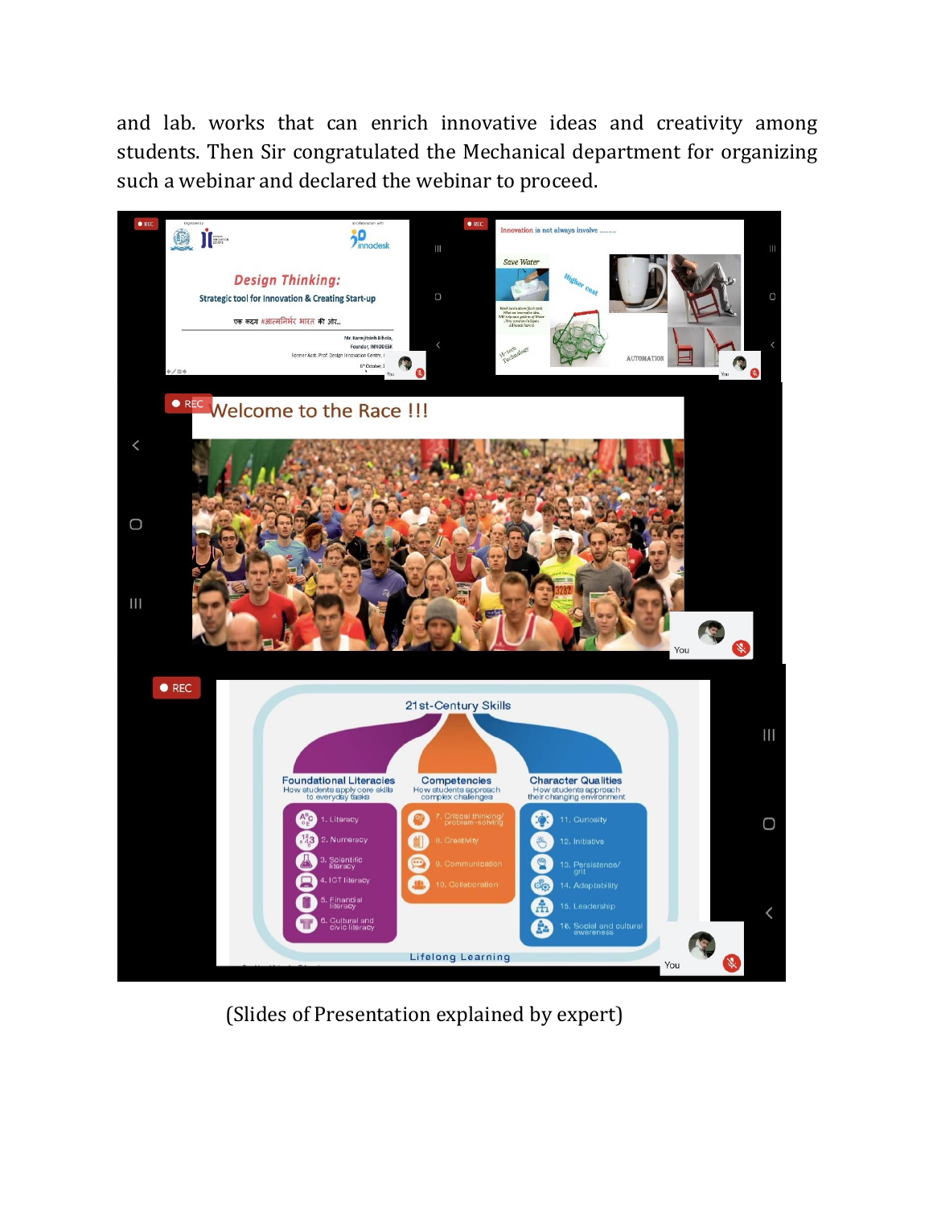and lab. works that can enrich innovative ideas and creativity among students. Then Sir congratulated the Mechanical department for organizing such a webinar and declared the webinar to proceed.

(Slides of Presentation explained by expert)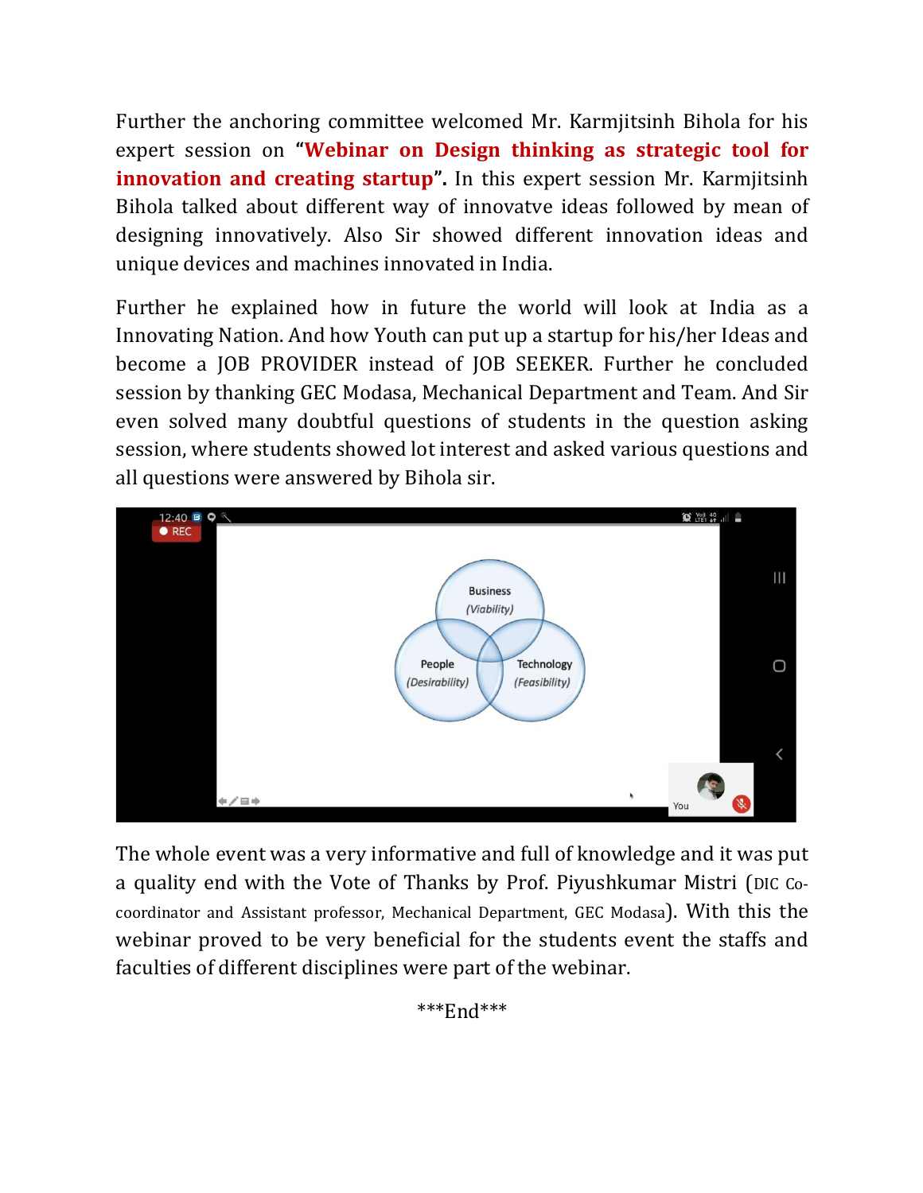Further the anchoring committee welcomed Mr. Karmjitsinh Bihola for his expert session on **"Webinar on Design thinking as strategic tool for innovation and creating startup".** In this expert session Mr. Karmjitsinh Bihola talked about different way of innovatve ideas followed by mean of designing innovatively. Also Sir showed different innovation ideas and unique devices and machines innovated in India.

Further he explained how in future the world will look at India as a Innovating Nation. And how Youth can put up a startup for his/her Ideas and become a JOB PROVIDER instead of JOB SEEKER. Further he concluded session by thanking GEC Modasa, Mechanical Department and Team. And Sir even solved many doubtful questions of students in the question asking session, where students showed lot interest and asked various questions and all questions were answered by Bihola sir.

Business
(Viability)
People
(Desirability)
Technology
(Feasibility)

The whole event was a very informative and full of knowledge and it was put a quality end with the Vote of Thanks by Prof. Piyushkumar Mistri (DIC Co-coordinator and Assistant professor, Mechanical Department, GEC Modasa). With this the webinar proved to be very beneficial for the students event the staffs and faculties of different disciplines were part of the webinar.

\*\*\*End\*\*\*